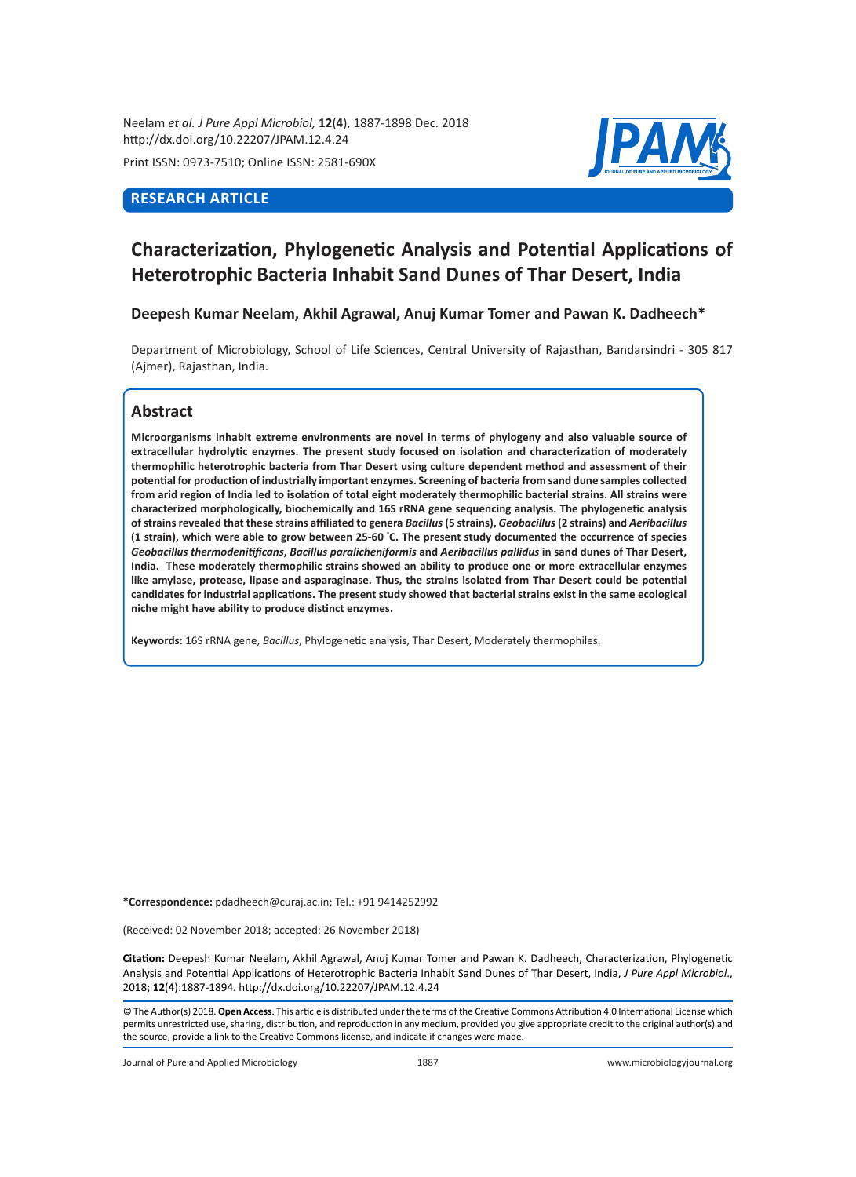Neelam *et al. J Pure Appl Microbiol,* **12**(**4**), 1887-1898 Dec. 2018
http://dx.doi.org/10.22207/JPAM.12.4.24

Print ISSN: 0973-7510; Online ISSN: 2581-690X

**RESEARCH ARTICLE**

# Characterization, Phylogenetic Analysis and Potential Applications of Heterotrophic Bacteria Inhabit Sand Dunes of Thar Desert, India

**Deepesh Kumar Neelam, Akhil Agrawal, Anuj Kumar Tomer and Pawan K. Dadheech***

Department of Microbiology, School of Life Sciences, Central University of Rajasthan, Bandarsindri - 305 817 (Ajmer), Rajasthan, India.

## Abstract

**Microorganisms inhabit extreme environments are novel in terms of phylogeny and also valuable source of extracellular hydrolytic enzymes. The present study focused on isolation and characterization of moderately thermophilic heterotrophic bacteria from Thar Desert using culture dependent method and assessment of their potential for production of industrially important enzymes. Screening of bacteria from sand dune samples collected from arid region of India led to isolation of total eight moderately thermophilic bacterial strains. All strains were characterized morphologically, biochemically and 16S rRNA gene sequencing analysis. The phylogenetic analysis of strains revealed that these strains affiliated to genera *Bacillus* (5 strains), *Geobacillus* (2 strains) and *Aeribacillus* (1 strain), which were able to grow between 25-60 °C. The present study documented the occurrence of species *Geobacillus thermodenitificans*, *Bacillus paralicheniformis* and *Aeribacillus pallidus* in sand dunes of Thar Desert, India. These moderately thermophilic strains showed an ability to produce one or more extracellular enzymes like amylase, protease, lipase and asparaginase. Thus, the strains isolated from Thar Desert could be potential candidates for industrial applications. The present study showed that bacterial strains exist in the same ecological niche might have ability to produce distinct enzymes.**

**Keywords:** 16S rRNA gene, *Bacillus*, Phylogenetic analysis, Thar Desert, Moderately thermophiles.

**\*Correspondence:** pdadheech@curaj.ac.in; Tel.: +91 9414252992

(Received: 02 November 2018; accepted: 26 November 2018)

**Citation:** Deepesh Kumar Neelam, Akhil Agrawal, Anuj Kumar Tomer and Pawan K. Dadheech, Characterization, Phylogenetic Analysis and Potential Applications of Heterotrophic Bacteria Inhabit Sand Dunes of Thar Desert, India, *J Pure Appl Microbiol*., 2018; **12**(**4**):1887-1894. http://dx.doi.org/10.22207/JPAM.12.4.24

© The Author(s) 2018. **Open Access**. This article is distributed under the terms of the Creative Commons Attribution 4.0 International License which permits unrestricted use, sharing, distribution, and reproduction in any medium, provided you give appropriate credit to the original author(s) and the source, provide a link to the Creative Commons license, and indicate if changes were made.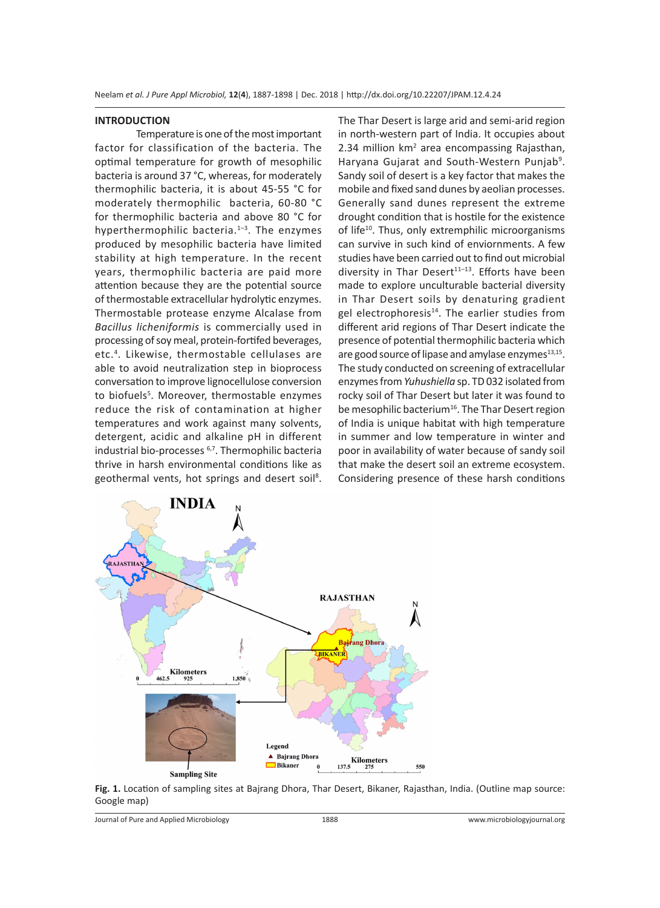## INTRODUCTION

Temperature is one of the most important factor for classification of the bacteria. The optimal temperature for growth of mesophilic bacteria is around 37 °C, whereas, for moderately thermophilic bacteria, it is about 45-55 °C for moderately thermophilic bacteria, 60-80 °C for thermophilic bacteria and above 80 °C for hyperthermophilic bacteria.[1–3]. The enzymes produced by mesophilic bacteria have limited stability at high temperature. In the recent years, thermophilic bacteria are paid more attention because they are the potential source of thermostable extracellular hydrolytic enzymes. Thermostable protease enzyme Alcalase from *Bacillus licheniformis* is commercially used in processing of soy meal, protein-fortifed beverages, etc.[4]. Likewise, thermostable cellulases are able to avoid neutralization step in bioprocess conversation to improve lignocellulose conversion to biofuels[5]. Moreover, thermostable enzymes reduce the risk of contamination at higher temperatures and work against many solvents, detergent, acidic and alkaline pH in different industrial bio-processes [6,7]. Thermophilic bacteria thrive in harsh environmental conditions like as geothermal vents, hot springs and desert soil[8].

The Thar Desert is large arid and semi-arid region in north-western part of India. It occupies about 2.34 million km$^2$ area encompassing Rajasthan, Haryana Gujarat and South-Western Punjab[9]. Sandy soil of desert is a key factor that makes the mobile and fixed sand dunes by aeolian processes. Generally sand dunes represent the extreme drought condition that is hostile for the existence of life[10]. Thus, only extremphilic microorganisms can survive in such kind of enviornments. A few studies have been carried out to find out microbial diversity in Thar Desert[11–13]. Efforts have been made to explore unculturable bacterial diversity in Thar Desert soils by denaturing gradient gel electrophoresis[14]. The earlier studies from different arid regions of Thar Desert indicate the presence of potential thermophilic bacteria which are good source of lipase and amylase enzymes[13,15]. The study conducted on screening of extracellular enzymes from *Yuhushiella* sp. TD 032 isolated from rocky soil of Thar Desert but later it was found to be mesophilic bacterium[16]. The Thar Desert region of India is unique habitat with high temperature in summer and low temperature in winter and poor in availability of water because of sandy soil that make the desert soil an extreme ecosystem. Considering presence of these harsh conditions

**Fig. 1.** Location of sampling sites at Bajrang Dhora, Thar Desert, Bikaner, Rajasthan, India. (Outline map source: Google map)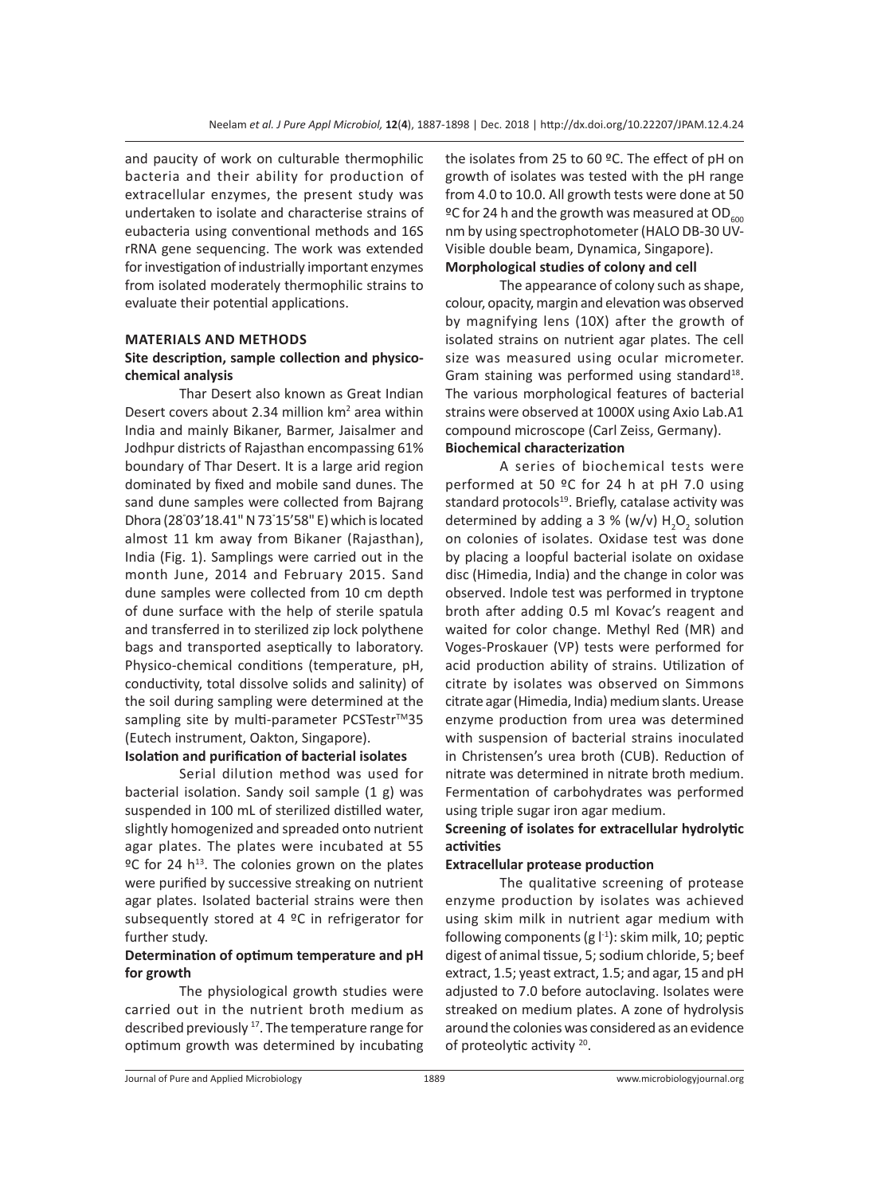and paucity of work on culturable thermophilic bacteria and their ability for production of extracellular enzymes, the present study was undertaken to isolate and characterise strains of eubacteria using conventional methods and 16S rRNA gene sequencing. The work was extended for investigation of industrially important enzymes from isolated moderately thermophilic strains to evaluate their potential applications.

## MATERIALS AND METHODS

### Site description, sample collection and physico-chemical analysis

Thar Desert also known as Great Indian Desert covers about 2.34 million km$^2$ area within India and mainly Bikaner, Barmer, Jaisalmer and Jodhpur districts of Rajasthan encompassing 61% boundary of Thar Desert. It is a large arid region dominated by fixed and mobile sand dunes. The sand dune samples were collected from Bajrang Dhora (28°03'18.41" N 73°15'58" E) which is located almost 11 km away from Bikaner (Rajasthan), India (Fig. 1). Samplings were carried out in the month June, 2014 and February 2015. Sand dune samples were collected from 10 cm depth of dune surface with the help of sterile spatula and transferred in to sterilized zip lock polythene bags and transported aseptically to laboratory. Physico-chemical conditions (temperature, pH, conductivity, total dissolve solids and salinity) of the soil during sampling were determined at the sampling site by multi-parameter PCSTestr™35 (Eutech instrument, Oakton, Singapore).

### Isolation and purification of bacterial isolates

Serial dilution method was used for bacterial isolation. Sandy soil sample (1 g) was suspended in 100 mL of sterilized distilled water, slightly homogenized and spreaded onto nutrient agar plates. The plates were incubated at 55 ºC for 24 h[13]. The colonies grown on the plates were purified by successive streaking on nutrient agar plates. Isolated bacterial strains were then subsequently stored at 4 ºC in refrigerator for further study.

### Determination of optimum temperature and pH for growth

The physiological growth studies were carried out in the nutrient broth medium as described previously [17]. The temperature range for optimum growth was determined by incubating the isolates from 25 to 60 ºC. The effect of pH on growth of isolates was tested with the pH range from 4.0 to 10.0. All growth tests were done at 50 ºC for 24 h and the growth was measured at $OD_{600}$ nm by using spectrophotometer (HALO DB-30 UV-Visible double beam, Dynamica, Singapore).

### Morphological studies of colony and cell

The appearance of colony such as shape, colour, opacity, margin and elevation was observed by magnifying lens (10X) after the growth of isolated strains on nutrient agar plates. The cell size was measured using ocular micrometer. Gram staining was performed using standard[18]. The various morphological features of bacterial strains were observed at 1000X using Axio Lab.A1 compound microscope (Carl Zeiss, Germany).

### Biochemical characterization

A series of biochemical tests were performed at 50 ºC for 24 h at pH 7.0 using standard protocols[19]. Briefly, catalase activity was determined by adding a 3 % (w/v) $H_2O_2$ solution on colonies of isolates. Oxidase test was done by placing a loopful bacterial isolate on oxidase disc (Himedia, India) and the change in color was observed. Indole test was performed in tryptone broth after adding 0.5 ml Kovac's reagent and waited for color change. Methyl Red (MR) and Voges-Proskauer (VP) tests were performed for acid production ability of strains. Utilization of citrate by isolates was observed on Simmons citrate agar (Himedia, India) medium slants. Urease enzyme production from urea was determined with suspension of bacterial strains inoculated in Christensen's urea broth (CUB). Reduction of nitrate was determined in nitrate broth medium. Fermentation of carbohydrates was performed using triple sugar iron agar medium.

### Screening of isolates for extracellular hydrolytic activities

#### Extracellular protease production

The qualitative screening of protease enzyme production by isolates was achieved using skim milk in nutrient agar medium with following components (g l$^{-1}$): skim milk, 10; peptic digest of animal tissue, 5; sodium chloride, 5; beef extract, 1.5; yeast extract, 1.5; and agar, 15 and pH adjusted to 7.0 before autoclaving. Isolates were streaked on medium plates. A zone of hydrolysis around the colonies was considered as an evidence of proteolytic activity [20].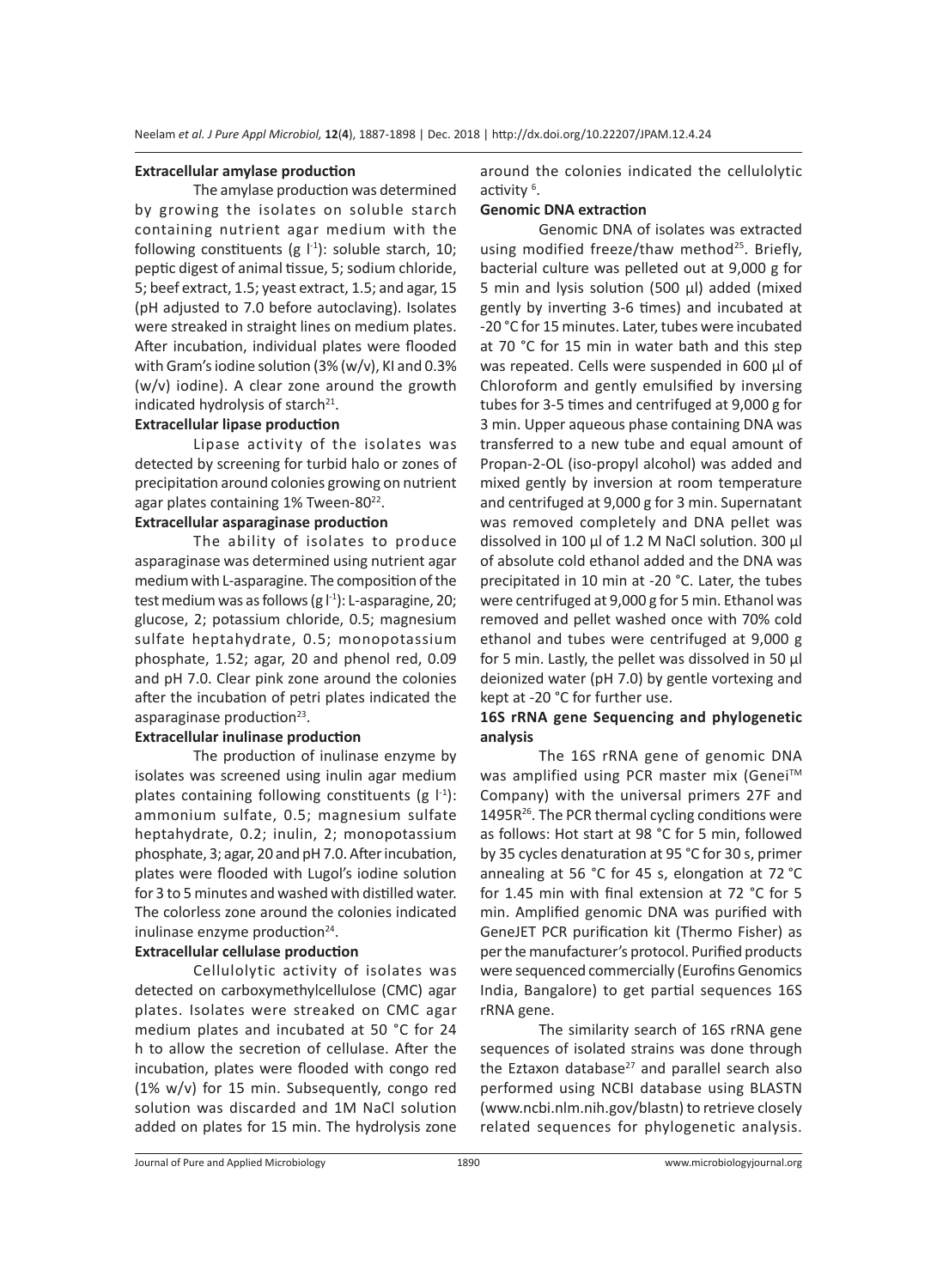**Extracellular amylase production**

The amylase production was determined by growing the isolates on soluble starch containing nutrient agar medium with the following constituents (g $l^{-1}$): soluble starch, 10; peptic digest of animal tissue, 5; sodium chloride, 5; beef extract, 1.5; yeast extract, 1.5; and agar, 15 (pH adjusted to 7.0 before autoclaving). Isolates were streaked in straight lines on medium plates. After incubation, individual plates were flooded with Gram's iodine solution (3% (w/v), KI and 0.3% (w/v) iodine). A clear zone around the growth indicated hydrolysis of starch[21].

**Extracellular lipase production**

Lipase activity of the isolates was detected by screening for turbid halo or zones of precipitation around colonies growing on nutrient agar plates containing 1% Tween-80[22].

**Extracellular asparaginase production**

The ability of isolates to produce asparaginase was determined using nutrient agar medium with L-asparagine. The composition of the test medium was as follows (g $l^{-1}$): L-asparagine, 20; glucose, 2; potassium chloride, 0.5; magnesium sulfate heptahydrate, 0.5; monopotassium phosphate, 1.52; agar, 20 and phenol red, 0.09 and pH 7.0. Clear pink zone around the colonies after the incubation of petri plates indicated the asparaginase production[23].

**Extracellular inulinase production**

The production of inulinase enzyme by isolates was screened using inulin agar medium plates containing following constituents (g $l^{-1}$): ammonium sulfate, 0.5; magnesium sulfate heptahydrate, 0.2; inulin, 2; monopotassium phosphate, 3; agar, 20 and pH 7.0. After incubation, plates were flooded with Lugol's iodine solution for 3 to 5 minutes and washed with distilled water. The colorless zone around the colonies indicated inulinase enzyme production[24].

**Extracellular cellulase production**

Cellulolytic activity of isolates was detected on carboxymethylcellulose (CMC) agar plates. Isolates were streaked on CMC agar medium plates and incubated at 50 °C for 24 h to allow the secretion of cellulase. After the incubation, plates were flooded with congo red (1% w/v) for 15 min. Subsequently, congo red solution was discarded and 1M NaCl solution added on plates for 15 min. The hydrolysis zone around the colonies indicated the cellulolytic activity [6].

**Genomic DNA extraction**

Genomic DNA of isolates was extracted using modified freeze/thaw method[25]. Briefly, bacterial culture was pelleted out at 9,000 g for 5 min and lysis solution (500 µl) added (mixed gently by inverting 3-6 times) and incubated at -20 °C for 15 minutes. Later, tubes were incubated at 70 °C for 15 min in water bath and this step was repeated. Cells were suspended in 600 µl of Chloroform and gently emulsified by inversing tubes for 3-5 times and centrifuged at 9,000 g for 3 min. Upper aqueous phase containing DNA was transferred to a new tube and equal amount of Propan-2-OL (iso-propyl alcohol) was added and mixed gently by inversion at room temperature and centrifuged at 9,000 g for 3 min. Supernatant was removed completely and DNA pellet was dissolved in 100 µl of 1.2 M NaCl solution. 300 µl of absolute cold ethanol added and the DNA was precipitated in 10 min at -20 °C. Later, the tubes were centrifuged at 9,000 g for 5 min. Ethanol was removed and pellet washed once with 70% cold ethanol and tubes were centrifuged at 9,000 g for 5 min. Lastly, the pellet was dissolved in 50 µl deionized water (pH 7.0) by gentle vortexing and kept at -20 °C for further use.

**16S rRNA gene Sequencing and phylogenetic analysis**

The 16S rRNA gene of genomic DNA was amplified using PCR master mix (Genei™ Company) with the universal primers 27F and 1495R[26]. The PCR thermal cycling conditions were as follows: Hot start at 98 °C for 5 min, followed by 35 cycles denaturation at 95 °C for 30 s, primer annealing at 56 °C for 45 s, elongation at 72 °C for 1.45 min with final extension at 72 °C for 5 min. Amplified genomic DNA was purified with GeneJET PCR purification kit (Thermo Fisher) as per the manufacturer's protocol. Purified products were sequenced commercially (Eurofins Genomics India, Bangalore) to get partial sequences 16S rRNA gene.

The similarity search of 16S rRNA gene sequences of isolated strains was done through the Eztaxon database[27] and parallel search also performed using NCBI database using BLASTN (www.ncbi.nlm.nih.gov/blastn) to retrieve closely related sequences for phylogenetic analysis.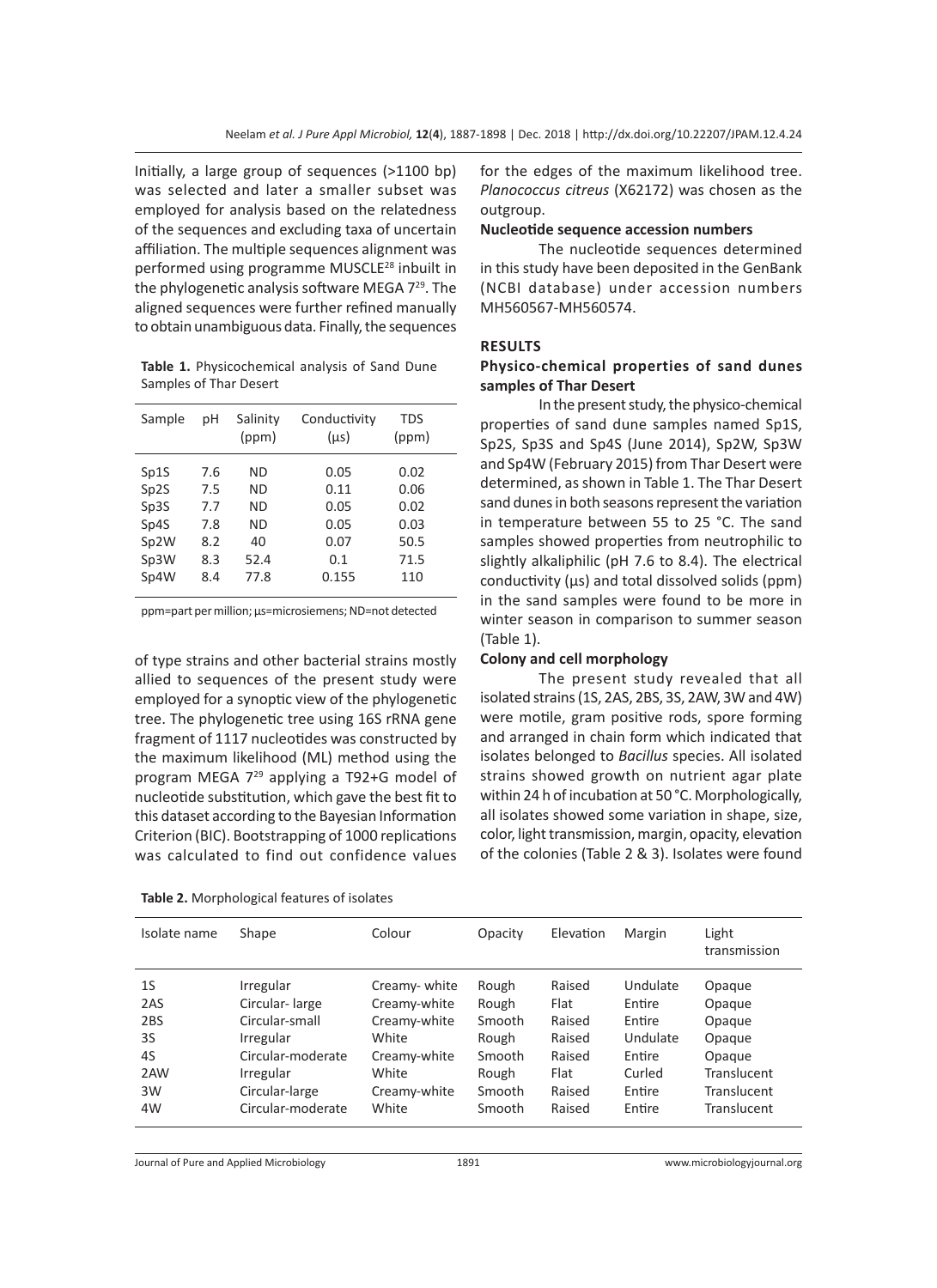Initially, a large group of sequences (>1100 bp) was selected and later a smaller subset was employed for analysis based on the relatedness of the sequences and excluding taxa of uncertain affiliation. The multiple sequences alignment was performed using programme MUSCLE[28] inbuilt in the phylogenetic analysis software MEGA 7[29]. The aligned sequences were further refined manually to obtain unambiguous data. Finally, the sequences of type strains and other bacterial strains mostly allied to sequences of the present study were employed for a synoptic view of the phylogenetic tree. The phylogenetic tree using 16S rRNA gene fragment of 1117 nucleotides was constructed by the maximum likelihood (ML) method using the program MEGA 7[29] applying a T92+G model of nucleotide substitution, which gave the best fit to this dataset according to the Bayesian Information Criterion (BIC). Bootstrapping of 1000 replications was calculated to find out confidence values for the edges of the maximum likelihood tree. *Planococcus citreus* (X62172) was chosen as the outgroup.

**Table 1.** Physicochemical analysis of Sand Dune Samples of Thar Desert

| Sample | pH | Salinity (ppm) | Conductivity (µs) | TDS (ppm) |
|---|---|---|---|---|
| Sp1S | 7.6 | ND | 0.05 | 0.02 |
| Sp2S | 7.5 | ND | 0.11 | 0.06 |
| Sp3S | 7.7 | ND | 0.05 | 0.02 |
| Sp4S | 7.8 | ND | 0.05 | 0.03 |
| Sp2W | 8.2 | 40 | 0.07 | 50.5 |
| Sp3W | 8.3 | 52.4 | 0.1 | 71.5 |
| Sp4W | 8.4 | 77.8 | 0.155 | 110 |

ppm=part per million; µs=microsiemens; ND=not detected

### Nucleotide sequence accession numbers

The nucleotide sequences determined in this study have been deposited in the GenBank (NCBI database) under accession numbers MH560567-MH560574.

## RESULTS

### Physico-chemical properties of sand dunes samples of Thar Desert

In the present study, the physico-chemical properties of sand dune samples named Sp1S, Sp2S, Sp3S and Sp4S (June 2014), Sp2W, Sp3W and Sp4W (February 2015) from Thar Desert were determined, as shown in Table 1. The Thar Desert sand dunes in both seasons represent the variation in temperature between 55 to 25 °C. The sand samples showed properties from neutrophilic to slightly alkaliphilic (pH 7.6 to 8.4). The electrical conductivity (µs) and total dissolved solids (ppm) in the sand samples were found to be more in winter season in comparison to summer season (Table 1).

### Colony and cell morphology

The present study revealed that all isolated strains (1S, 2AS, 2BS, 3S, 2AW, 3W and 4W) were motile, gram positive rods, spore forming and arranged in chain form which indicated that isolates belonged to *Bacillus* species. All isolated strains showed growth on nutrient agar plate within 24 h of incubation at 50 °C. Morphologically, all isolates showed some variation in shape, size, color, light transmission, margin, opacity, elevation of the colonies (Table 2 & 3). Isolates were found

**Table 2.** Morphological features of isolates

| Isolate name | Shape | Colour | Opacity | Elevation | Margin | Light transmission |
|---|---|---|---|---|---|---|
| 1S | Irregular | Creamy- white | Rough | Raised | Undulate | Opaque |
| 2AS | Circular- large | Creamy-white | Rough | Flat | Entire | Opaque |
| 2BS | Circular-small | Creamy-white | Smooth | Raised | Entire | Opaque |
| 3S | Irregular | White | Rough | Raised | Undulate | Opaque |
| 4S | Circular-moderate | Creamy-white | Smooth | Raised | Entire | Opaque |
| 2AW | Irregular | White | Rough | Flat | Curled | Translucent |
| 3W | Circular-large | Creamy-white | Smooth | Raised | Entire | Translucent |
| 4W | Circular-moderate | White | Smooth | Raised | Entire | Translucent |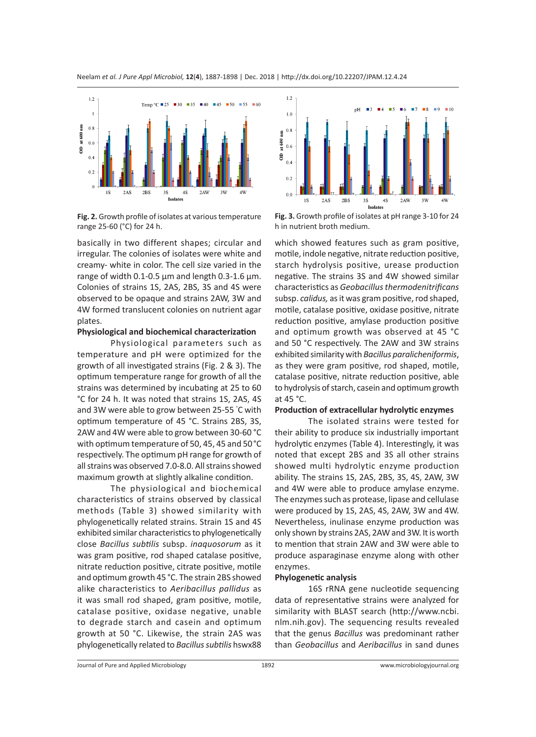Fig. 2. Growth profile of isolates at various temperature range 25-60 (°C) for 24 h.

Fig. 3. Growth profile of isolates at pH range 3-10 for 24 h in nutrient broth medium.

basically in two different shapes; circular and irregular. The colonies of isolates were white and creamy- white in color. The cell size varied in the range of width 0.1-0.5 µm and length 0.3-1.6 µm. Colonies of strains 1S, 2AS, 2BS, 3S and 4S were observed to be opaque and strains 2AW, 3W and 4W formed translucent colonies on nutrient agar plates.

### Physiological and biochemical characterization

Physiological parameters such as temperature and pH were optimized for the growth of all investigated strains (Fig. 2 & 3). The optimum temperature range for growth of all the strains was determined by incubating at 25 to 60 °C for 24 h. It was noted that strains 1S, 2AS, 4S and 3W were able to grow between 25-55 °C with optimum temperature of 45 °C. Strains 2BS, 3S, 2AW and 4W were able to grow between 30-60 °C with optimum temperature of 50, 45, 45 and 50 °C respectively. The optimum pH range for growth of all strains was observed 7.0-8.0. All strains showed maximum growth at slightly alkaline condition.

The physiological and biochemical characteristics of strains observed by classical methods (Table 3) showed similarity with phylogenetically related strains. Strain 1S and 4S exhibited similar characteristics to phylogenetically close *Bacillus subtilis* subsp. *inaquosorum* as it was gram positive, rod shaped catalase positive, nitrate reduction positive, citrate positive, motile and optimum growth 45 °C. The strain 2BS showed alike characteristics to *Aeribacillus pallidus* as it was small rod shaped, gram positive, motile, catalase positive, oxidase negative, unable to degrade starch and casein and optimum growth at 50 °C. Likewise, the strain 2AS was phylogenetically related to *Bacillus subtilis* hswx88 which showed features such as gram positive, motile, indole negative, nitrate reduction positive, starch hydrolysis positive, urease production negative. The strains 3S and 4W showed similar characteristics as *Geobacillus thermodenitrificans* subsp. *calidus,* as it was gram positive, rod shaped, motile, catalase positive, oxidase positive, nitrate reduction positive, amylase production positive and optimum growth was observed at 45 °C and 50 °C respectively. The 2AW and 3W strains exhibited similarity with *Bacillus paralicheniformis*, as they were gram positive, rod shaped, motile, catalase positive, nitrate reduction positive, able to hydrolysis of starch, casein and optimum growth at 45 °C.

### Production of extracellular hydrolytic enzymes

The isolated strains were tested for their ability to produce six industrially important hydrolytic enzymes (Table 4). Interestingly, it was noted that except 2BS and 3S all other strains showed multi hydrolytic enzyme production ability. The strains 1S, 2AS, 2BS, 3S, 4S, 2AW, 3W and 4W were able to produce amylase enzyme. The enzymes such as protease, lipase and cellulase were produced by 1S, 2AS, 4S, 2AW, 3W and 4W. Nevertheless, inulinase enzyme production was only shown by strains 2AS, 2AW and 3W. It is worth to mention that strain 2AW and 3W were able to produce asparaginase enzyme along with other enzymes.

### Phylogenetic analysis

16S rRNA gene nucleotide sequencing data of representative strains were analyzed for similarity with BLAST search (http://www.ncbi.nlm.nih.gov). The sequencing results revealed that the genus *Bacillus* was predominant rather than *Geobacillus* and *Aeribacillus* in sand dunes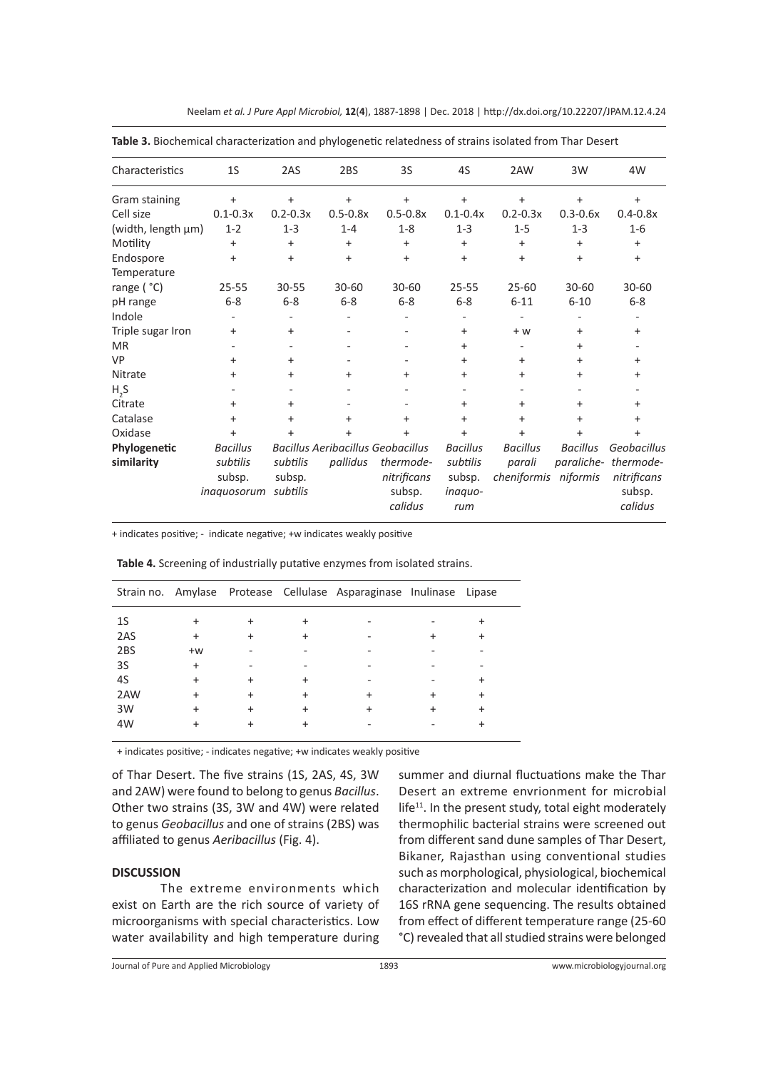**Table 3.** Biochemical characterization and phylogenetic relatedness of strains isolated from Thar Desert

| Characteristics | 1S | 2AS | 2BS | 3S | 4S | 2AW | 3W | 4W |
|---|---|---|---|---|---|---|---|---|
| Gram staining | + | + | + | + | + | + | + | + |
| Cell size (width, length µm) | 0.1-0.3x 1-2 | 0.2-0.3x 1-3 | 0.5-0.8x 1-4 | 0.5-0.8x 1-8 | 0.1-0.4x 1-3 | 0.2-0.3x 1-5 | 0.3-0.6x 1-3 | 0.4-0.8x 1-6 |
| Motility | + | + | + | + | + | + | + | + |
| Endospore | + | + | + | + | + | + | + | + |
| Temperature range ( °C) | 25-55 | 30-55 | 30-60 | 30-60 | 25-55 | 25-60 | 30-60 | 30-60 |
| pH range | 6-8 | 6-8 | 6-8 | 6-8 | 6-8 | 6-11 | 6-10 | 6-8 |
| Indole | - | - | - | - | - | - | - | - |
| Triple sugar Iron | + | + | - | - | + | + w | + | + |
| MR | - | - | - | - | + | - | + | - |
| VP | + | + | - | - | + | + | + | + |
| Nitrate | + | + | + | + | + | + | + | + |
| $H_2S$ | - | - | - | - | - | - | - | - |
| Citrate | + | + | - | - | + | + | + | + |
| Catalase | + | + | + | + | + | + | + | + |
| Oxidase | + | + | + | + | + | + | + | + |
| **Phylogenetic similarity** | *Bacillus subtilis* subsp. *inaquosorum* | *Bacillus subtilis* subsp. *subtilis* | *Aeribacillus pallidus* | *Geobacillus thermode-nitrificans* subsp. *calidus* | *Bacillus subtilis* subsp. *inaquo-rum* | *Bacillus parali cheniformis* | *Bacillus paraliche-niformis* | *Geobacillus thermode-nitrificans* subsp. *calidus* |

+ indicates positive; - indicate negative; +w indicates weakly positive

**Table 4.** Screening of industrially putative enzymes from isolated strains.

| Strain no. | Amylase | Protease | Cellulase | Asparaginase | Inulinase | Lipase |
|---|---|---|---|---|---|---|
| 1S | + | + | + | - | - | + |
| 2AS | + | + | + | - | + | + |
| 2BS | +w | - | - | - | - | - |
| 3S | + | - | - | - | - | - |
| 4S | + | + | + | - | - | + |
| 2AW | + | + | + | + | + | + |
| 3W | + | + | + | + | + | + |
| 4W | + | + | + | - | - | + |

+ indicates positive; - indicates negative; +w indicates weakly positive

of Thar Desert. The five strains (1S, 2AS, 4S, 3W and 2AW) were found to belong to genus *Bacillus*. Other two strains (3S, 3W and 4W) were related to genus *Geobacillus* and one of strains (2BS) was affiliated to genus *Aeribacillus* (Fig. 4).

## DISCUSSION

The extreme environments which exist on Earth are the rich source of variety of microorganisms with special characteristics. Low water availability and high temperature during summer and diurnal fluctuations make the Thar Desert an extreme envrionment for microbial life[11]. In the present study, total eight moderately thermophilic bacterial strains were screened out from different sand dune samples of Thar Desert, Bikaner, Rajasthan using conventional studies such as morphological, physiological, biochemical characterization and molecular identification by 16S rRNA gene sequencing. The results obtained from effect of different temperature range (25-60 °C) revealed that all studied strains were belonged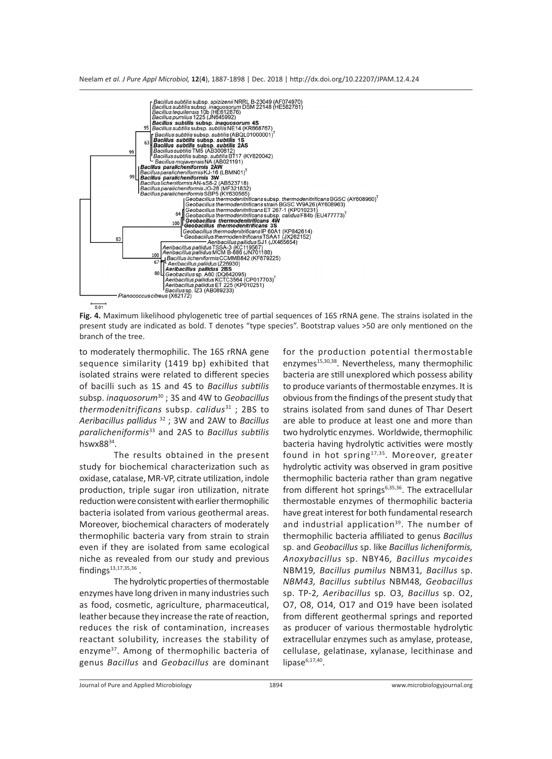**Fig. 4.** Maximum likelihood phylogenetic tree of partial sequences of 16S rRNA gene. The strains isolated in the present study are indicated as bold. T denotes "type species". Bootstrap values >50 are only mentioned on the branch of the tree.

to moderately thermophilic. The 16S rRNA gene sequence similarity (1419 bp) exhibited that isolated strains were related to different species of bacilli such as 1S and 4S to *Bacillus subtilis* subsp. *inaquosorum*[30] ; 3S and 4W to *Geobacillus thermodenitrificans* subsp. *calidus*[31] ; 2BS to *Aeribacillus pallidus* [32] ; 3W and 2AW to *Bacillus paralicheniformis*[33] and 2AS to *Bacillus subtilis* hswx88[34].

The results obtained in the present study for biochemical characterization such as oxidase, catalase, MR-VP, citrate utilization, indole production, triple sugar iron utilization, nitrate reduction were consistent with earlier thermophilic bacteria isolated from various geothermal areas. Moreover, biochemical characters of moderately thermophilic bacteria vary from strain to strain even if they are isolated from same ecological niche as revealed from our study and previous findings[13,17,35,36] .

The hydrolytic properties of thermostable enzymes have long driven in many industries such as food, cosmetic, agriculture, pharmaceutical, leather because they increase the rate of reaction, reduces the risk of contamination, increases reactant solubility, increases the stability of enzyme[37]. Among of thermophilic bacteria of genus *Bacillus* and *Geobacillus* are dominant for the production potential thermostable enzymes[15,30,38]. Nevertheless, many thermophilic bacteria are still unexplored which possess ability to produce variants of thermostable enzymes. It is obvious from the findings of the present study that strains isolated from sand dunes of Thar Desert are able to produce at least one and more than two hydrolytic enzymes. Worldwide, thermophilic bacteria having hydrolytic activities were mostly found in hot spring[17,35]. Moreover, greater hydrolytic activity was observed in gram positive thermophilic bacteria rather than gram negative from different hot springs[6,35,36]. The extracellular thermostable enzymes of thermophilic bacteria have great interest for both fundamental research and industrial application[39]. The number of thermophilic bacteria affiliated to genus *Bacillus* sp. and *Geobacillus* sp. like *Bacillus licheniformis, Anoxybacillus* sp. NBY46*, Bacillus mycoides* NBM19*, Bacillus pumilus* NBM31*, Bacillus* sp. *NBM43, Bacillus subtilus* NBM48*, Geobacillus* sp. TP-2*, Aeribacillus* sp. O3*, Bacillus* sp. O2, O7, O8, O14, O17 and O19 have been isolated from different geothermal springs and reported as producer of various thermostable hydrolytic extracellular enzymes such as amylase, protease, cellulase, gelatinase, xylanase, lecithinase and lipase[6,17,40].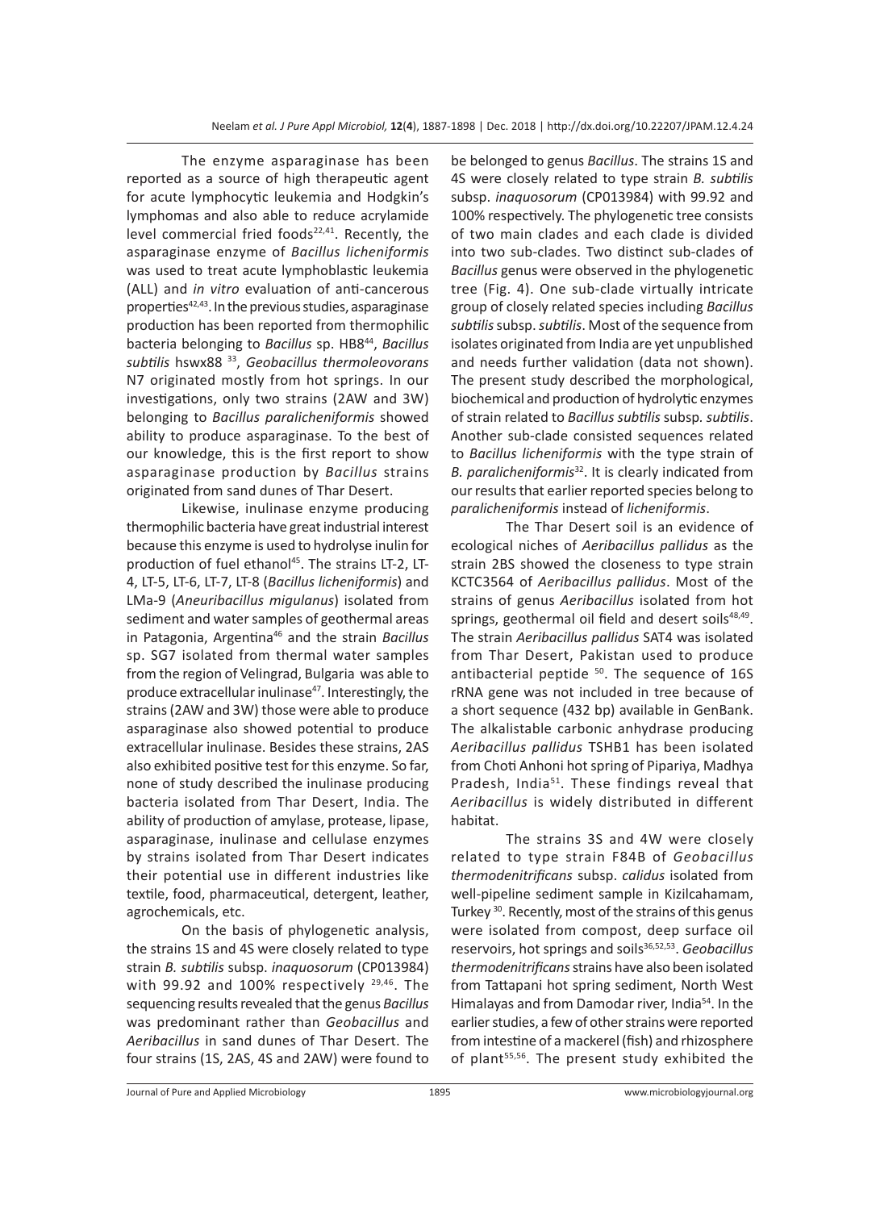The enzyme asparaginase has been reported as a source of high therapeutic agent for acute lymphocytic leukemia and Hodgkin's lymphomas and also able to reduce acrylamide level commercial fried foods[22,41]. Recently, the asparaginase enzyme of *Bacillus licheniformis* was used to treat acute lymphoblastic leukemia (ALL) and *in vitro* evaluation of anti-cancerous properties[42,43]. In the previous studies, asparaginase production has been reported from thermophilic bacteria belonging to *Bacillus* sp. HB8[44], *Bacillus subtilis* hswx88 [33], *Geobacillus thermoleovorans* N7 originated mostly from hot springs. In our investigations, only two strains (2AW and 3W) belonging to *Bacillus paralicheniformis* showed ability to produce asparaginase. To the best of our knowledge, this is the first report to show asparaginase production by *Bacillus* strains originated from sand dunes of Thar Desert.

Likewise, inulinase enzyme producing thermophilic bacteria have great industrial interest because this enzyme is used to hydrolyse inulin for production of fuel ethanol[45]. The strains LT-2, LT-4, LT-5, LT-6, LT-7, LT-8 (*Bacillus licheniformis*) and LMa-9 (*Aneuribacillus migulanus*) isolated from sediment and water samples of geothermal areas in Patagonia, Argentina[46] and the strain *Bacillus* sp. SG7 isolated from thermal water samples from the region of Velingrad, Bulgaria was able to produce extracellular inulinase[47]. Interestingly, the strains (2AW and 3W) those were able to produce asparaginase also showed potential to produce extracellular inulinase. Besides these strains, 2AS also exhibited positive test for this enzyme. So far, none of study described the inulinase producing bacteria isolated from Thar Desert, India. The ability of production of amylase, protease, lipase, asparaginase, inulinase and cellulase enzymes by strains isolated from Thar Desert indicates their potential use in different industries like textile, food, pharmaceutical, detergent, leather, agrochemicals, etc.

On the basis of phylogenetic analysis, the strains 1S and 4S were closely related to type strain *B. subtilis* subsp. *inaquosorum* (CP013984) with 99.92 and 100% respectively [29,46]. The sequencing results revealed that the genus *Bacillus* was predominant rather than *Geobacillus* and *Aeribacillus* in sand dunes of Thar Desert. The four strains (1S, 2AS, 4S and 2AW) were found to be belonged to genus *Bacillus*. The strains 1S and 4S were closely related to type strain *B. subtilis* subsp. *inaquosorum* (CP013984) with 99.92 and 100% respectively. The phylogenetic tree consists of two main clades and each clade is divided into two sub-clades. Two distinct sub-clades of *Bacillus* genus were observed in the phylogenetic tree (Fig. 4). One sub-clade virtually intricate group of closely related species including *Bacillus subtilis* subsp. *subtilis*. Most of the sequence from isolates originated from India are yet unpublished and needs further validation (data not shown). The present study described the morphological, biochemical and production of hydrolytic enzymes of strain related to *Bacillus subtilis* subsp. *subtilis*. Another sub-clade consisted sequences related to *Bacillus licheniformis* with the type strain of *B. paralicheniformis*[32]. It is clearly indicated from our results that earlier reported species belong to *paralicheniformis* instead of *licheniformis*.

The Thar Desert soil is an evidence of ecological niches of *Aeribacillus pallidus* as the strain 2BS showed the closeness to type strain KCTC3564 of *Aeribacillus pallidus*. Most of the strains of genus *Aeribacillus* isolated from hot springs, geothermal oil field and desert soils[48,49]. The strain *Aeribacillus pallidus* SAT4 was isolated from Thar Desert, Pakistan used to produce antibacterial peptide [50]. The sequence of 16S rRNA gene was not included in tree because of a short sequence (432 bp) available in GenBank. The alkalistable carbonic anhydrase producing *Aeribacillus pallidus* TSHB1 has been isolated from Choti Anhoni hot spring of Pipariya, Madhya Pradesh, India[51]. These findings reveal that *Aeribacillus* is widely distributed in different habitat.

The strains 3S and 4W were closely related to type strain F84B of *Geobacillus thermodenitrificans* subsp. *calidus* isolated from well-pipeline sediment sample in Kizilcahamam, Turkey [30]. Recently, most of the strains of this genus were isolated from compost, deep surface oil reservoirs, hot springs and soils[36,52,53]. *Geobacillus thermodenitrificans* strains have also been isolated from Tattapani hot spring sediment, North West Himalayas and from Damodar river, India[54]. In the earlier studies, a few of other strains were reported from intestine of a mackerel (fish) and rhizosphere of plant[55,56]. The present study exhibited the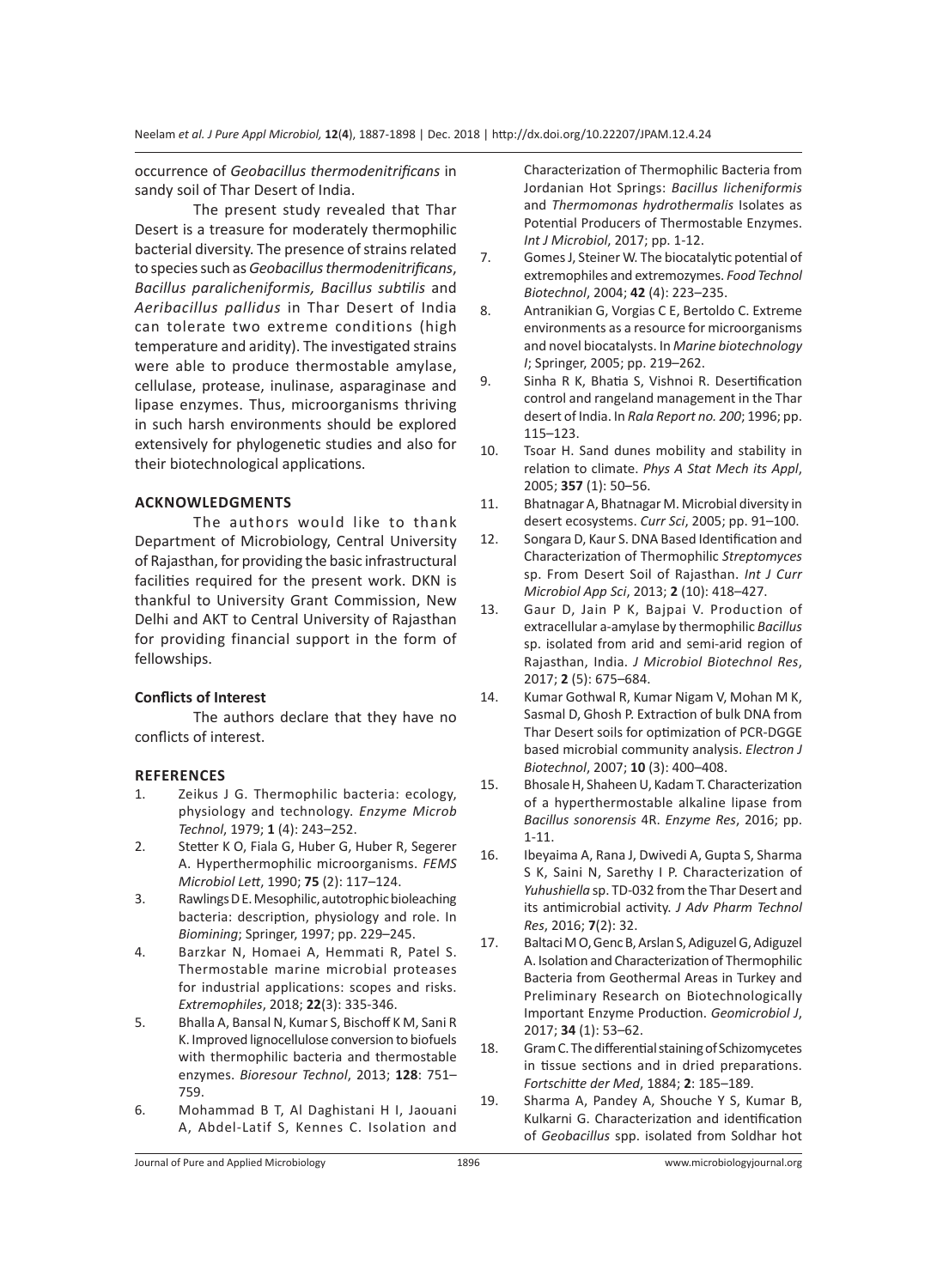occurrence of *Geobacillus thermodenitrificans* in sandy soil of Thar Desert of India.

The present study revealed that Thar Desert is a treasure for moderately thermophilic bacterial diversity. The presence of strains related to species such as *Geobacillus thermodenitrificans*, *Bacillus paralicheniformis, Bacillus subtilis* and *Aeribacillus pallidus* in Thar Desert of India can tolerate two extreme conditions (high temperature and aridity). The investigated strains were able to produce thermostable amylase, cellulase, protease, inulinase, asparaginase and lipase enzymes. Thus, microorganisms thriving in such harsh environments should be explored extensively for phylogenetic studies and also for their biotechnological applications.

## ACKNOWLEDGMENTS

The authors would like to thank Department of Microbiology, Central University of Rajasthan, for providing the basic infrastructural facilities required for the present work. DKN is thankful to University Grant Commission, New Delhi and AKT to Central University of Rajasthan for providing financial support in the form of fellowships.

### Conflicts of Interest

The authors declare that they have no conflicts of interest.

## REFERENCES

1. Zeikus J G. Thermophilic bacteria: ecology, physiology and technology. *Enzyme Microb Technol*, 1979; **1** (4): 243–252.
2. Stetter K O, Fiala G, Huber G, Huber R, Segerer A. Hyperthermophilic microorganisms. *FEMS Microbiol Lett*, 1990; **75** (2): 117–124.
3. Rawlings D E. Mesophilic, autotrophic bioleaching bacteria: description, physiology and role. In *Biomining*; Springer, 1997; pp. 229–245.
4. Barzkar N, Homaei A, Hemmati R, Patel S. Thermostable marine microbial proteases for industrial applications: scopes and risks. *Extremophiles*, 2018; **22**(3): 335-346.
5. Bhalla A, Bansal N, Kumar S, Bischoff K M, Sani R K. Improved lignocellulose conversion to biofuels with thermophilic bacteria and thermostable enzymes. *Bioresour Technol*, 2013; **128**: 751–759.
6. Mohammad B T, Al Daghistani H I, Jaouani A, Abdel-Latif S, Kennes C. Isolation and Characterization of Thermophilic Bacteria from Jordanian Hot Springs: *Bacillus licheniformis* and *Thermomonas hydrothermalis* Isolates as Potential Producers of Thermostable Enzymes. *Int J Microbiol*, 2017; pp. 1-12.
7. Gomes J, Steiner W. The biocatalytic potential of extremophiles and extremozymes. *Food Technol Biotechnol*, 2004; **42** (4): 223–235.
8. Antranikian G, Vorgias C E, Bertoldo C. Extreme environments as a resource for microorganisms and novel biocatalysts. In *Marine biotechnology I*; Springer, 2005; pp. 219–262.
9. Sinha R K, Bhatia S, Vishnoi R. Desertification control and rangeland management in the Thar desert of India. In *Rala Report no. 200*; 1996; pp. 115–123.
10. Tsoar H. Sand dunes mobility and stability in relation to climate. *Phys A Stat Mech its Appl*, 2005; **357** (1): 50–56.
11. Bhatnagar A, Bhatnagar M. Microbial diversity in desert ecosystems. *Curr Sci*, 2005; pp. 91–100.
12. Songara D, Kaur S. DNA Based Identification and Characterization of Thermophilic *Streptomyces* sp. From Desert Soil of Rajasthan. *Int J Curr Microbiol App Sci*, 2013; **2** (10): 418–427.
13. Gaur D, Jain P K, Bajpai V. Production of extracellular a-amylase by thermophilic *Bacillus* sp. isolated from arid and semi-arid region of Rajasthan, India. *J Microbiol Biotechnol Res*, 2017; **2** (5): 675–684.
14. Kumar Gothwal R, Kumar Nigam V, Mohan M K, Sasmal D, Ghosh P. Extraction of bulk DNA from Thar Desert soils for optimization of PCR-DGGE based microbial community analysis. *Electron J Biotechnol*, 2007; **10** (3): 400–408.
15. Bhosale H, Shaheen U, Kadam T. Characterization of a hyperthermostable alkaline lipase from *Bacillus sonorensis* 4R. *Enzyme Res*, 2016; pp. 1-11.
16. Ibeyaima A, Rana J, Dwivedi A, Gupta S, Sharma S K, Saini N, Sarethy I P. Characterization of *Yuhushiella* sp. TD-032 from the Thar Desert and its antimicrobial activity. *J Adv Pharm Technol Res*, 2016; **7**(2): 32.
17. Baltaci M O, Genc B, Arslan S, Adiguzel G, Adiguzel A. Isolation and Characterization of Thermophilic Bacteria from Geothermal Areas in Turkey and Preliminary Research on Biotechnologically Important Enzyme Production. *Geomicrobiol J*, 2017; **34** (1): 53–62.
18. Gram C. The differential staining of Schizomycetes in tissue sections and in dried preparations. *Fortschitte der Med*, 1884; **2**: 185–189.
19. Sharma A, Pandey A, Shouche Y S, Kumar B, Kulkarni G. Characterization and identification of *Geobacillus* spp. isolated from Soldhar hot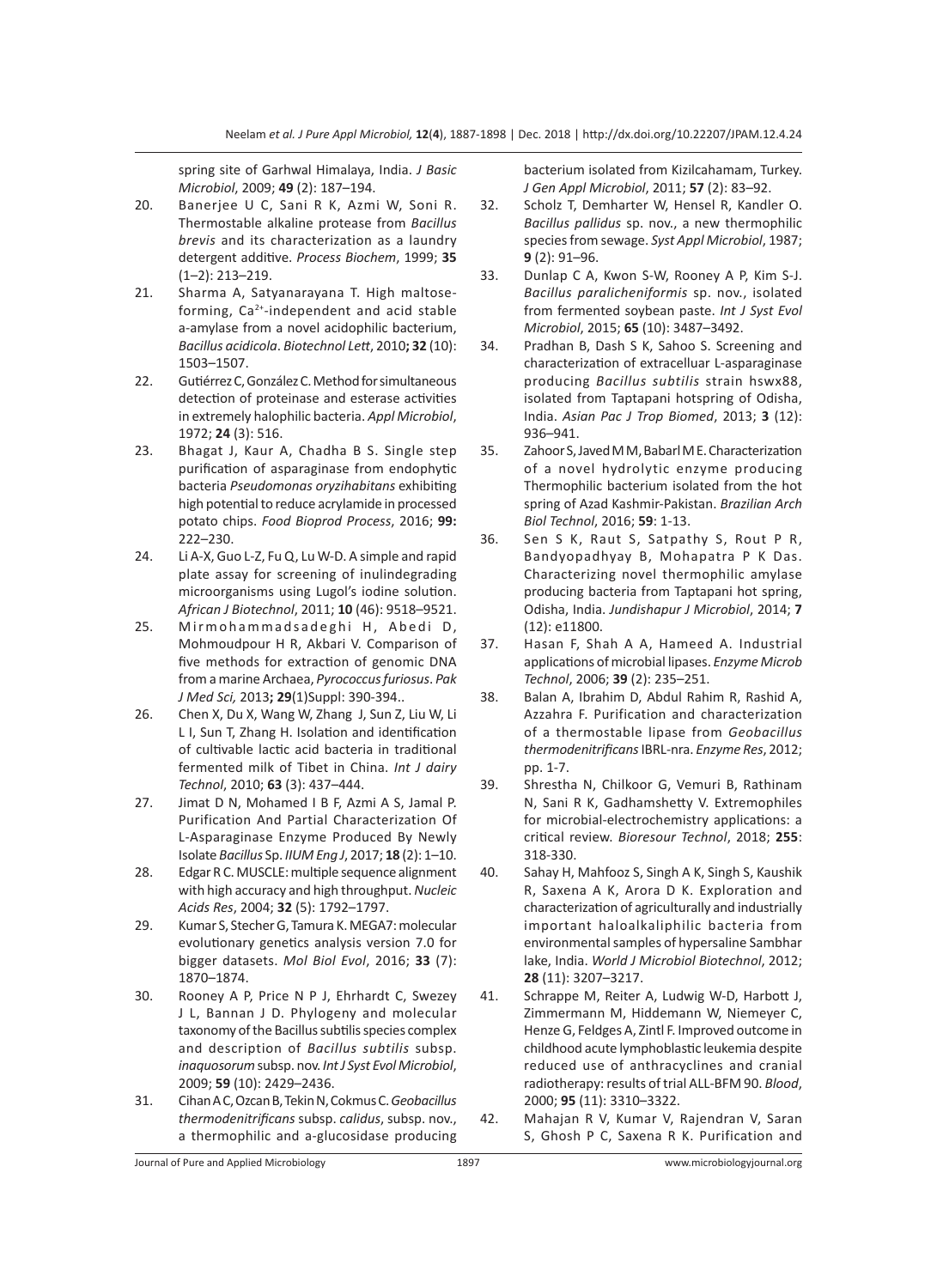spring site of Garhwal Himalaya, India. *J Basic Microbiol*, 2009; **49** (2): 187–194.

20. Banerjee U C, Sani R K, Azmi W, Soni R. Thermostable alkaline protease from *Bacillus brevis* and its characterization as a laundry detergent additive. *Process Biochem*, 1999; **35** (1–2): 213–219.
21. Sharma A, Satyanarayana T. High maltose-forming, $Ca^{2+}$-independent and acid stable a-amylase from a novel acidophilic bacterium, *Bacillus acidicola*. *Biotechnol Lett*, 2010**;** **32** (10): 1503–1507.
22. Gutiérrez C, González C. Method for simultaneous detection of proteinase and esterase activities in extremely halophilic bacteria. *Appl Microbiol*, 1972; **24** (3): 516.
23. Bhagat J, Kaur A, Chadha B S. Single step purification of asparaginase from endophytic bacteria *Pseudomonas oryzihabitans* exhibiting high potential to reduce acrylamide in processed potato chips. *Food Bioprod Process*, 2016; **99:** 222–230.
24. Li A-X, Guo L-Z, Fu Q, Lu W-D. A simple and rapid plate assay for screening of inulindegrading microorganisms using Lugol's iodine solution. *African J Biotechnol*, 2011; **10** (46): 9518–9521.
25. Mirmohammadsadeghi H, Abedi D, Mohmoudpour H R, Akbari V. Comparison of five methods for extraction of genomic DNA from a marine Archaea, *Pyrococcus furiosus*. *Pak J Med Sci,* 2013**; 29**(1)Suppl: 390-394..
26. Chen X, Du X, Wang W, Zhang J, Sun Z, Liu W, Li L I, Sun T, Zhang H. Isolation and identification of cultivable lactic acid bacteria in traditional fermented milk of Tibet in China. *Int J dairy Technol*, 2010; **63** (3): 437–444.
27. Jimat D N, Mohamed I B F, Azmi A S, Jamal P. Purification And Partial Characterization Of L-Asparaginase Enzyme Produced By Newly Isolate *Bacillus* Sp. *IIUM Eng J*, 2017; **18** (2): 1–10.
28. Edgar R C. MUSCLE: multiple sequence alignment with high accuracy and high throughput. *Nucleic Acids Res*, 2004; **32** (5): 1792–1797.
29. Kumar S, Stecher G, Tamura K. MEGA7: molecular evolutionary genetics analysis version 7.0 for bigger datasets. *Mol Biol Evol*, 2016; **33** (7): 1870–1874.
30. Rooney A P, Price N P J, Ehrhardt C, Swezey J L, Bannan J D. Phylogeny and molecular taxonomy of the Bacillus subtilis species complex and description of *Bacillus subtilis* subsp. *inaquosorum* subsp. nov. *Int J Syst Evol Microbiol*, 2009; **59** (10): 2429–2436.
31. Cihan A C, Ozcan B, Tekin N, Cokmus C. *Geobacillus thermodenitrificans* subsp. *calidus*, subsp. nov., a thermophilic and a-glucosidase producing bacterium isolated from Kizilcahamam, Turkey. *J Gen Appl Microbiol*, 2011; **57** (2): 83–92.
32. Scholz T, Demharter W, Hensel R, Kandler O. *Bacillus pallidus* sp. nov., a new thermophilic species from sewage. *Syst Appl Microbiol*, 1987; **9** (2): 91–96.
33. Dunlap C A, Kwon S-W, Rooney A P, Kim S-J. *Bacillus paralicheniformis* sp. nov., isolated from fermented soybean paste. *Int J Syst Evol Microbiol*, 2015; **65** (10): 3487–3492.
34. Pradhan B, Dash S K, Sahoo S. Screening and characterization of extracelluar L-asparaginase producing *Bacillus subtilis* strain hswx88, isolated from Taptapani hotspring of Odisha, India. *Asian Pac J Trop Biomed*, 2013; **3** (12): 936–941.
35. Zahoor S, Javed M M, Babarl M E. Characterization of a novel hydrolytic enzyme producing Thermophilic bacterium isolated from the hot spring of Azad Kashmir-Pakistan. *Brazilian Arch Biol Technol*, 2016; **59**: 1-13.
36. Sen S K, Raut S, Satpathy S, Rout P R, Bandyopadhyay B, Mohapatra P K Das. Characterizing novel thermophilic amylase producing bacteria from Taptapani hot spring, Odisha, India. *Jundishapur J Microbiol*, 2014; **7** (12): e11800.
37. Hasan F, Shah A A, Hameed A. Industrial applications of microbial lipases. *Enzyme Microb Technol*, 2006; **39** (2): 235–251.
38. Balan A, Ibrahim D, Abdul Rahim R, Rashid A, Azzahra F. Purification and characterization of a thermostable lipase from *Geobacillus thermodenitrificans* IBRL-nra. *Enzyme Res*, 2012; pp. 1-7.
39. Shrestha N, Chilkoor G, Vemuri B, Rathinam N, Sani R K, Gadhamshetty V. Extremophiles for microbial-electrochemistry applications: a critical review. *Bioresour Technol*, 2018; **255**: 318-330.
40. Sahay H, Mahfooz S, Singh A K, Singh S, Kaushik R, Saxena A K, Arora D K. Exploration and characterization of agriculturally and industrially important haloalkaliphilic bacteria from environmental samples of hypersaline Sambhar lake, India. *World J Microbiol Biotechnol*, 2012; **28** (11): 3207–3217.
41. Schrappe M, Reiter A, Ludwig W-D, Harbott J, Zimmermann M, Hiddemann W, Niemeyer C, Henze G, Feldges A, Zintl F. Improved outcome in childhood acute lymphoblastic leukemia despite reduced use of anthracyclines and cranial radiotherapy: results of trial ALL-BFM 90. *Blood*, 2000; **95** (11): 3310–3322.
42. Mahajan R V, Kumar V, Rajendran V, Saran S, Ghosh P C, Saxena R K. Purification and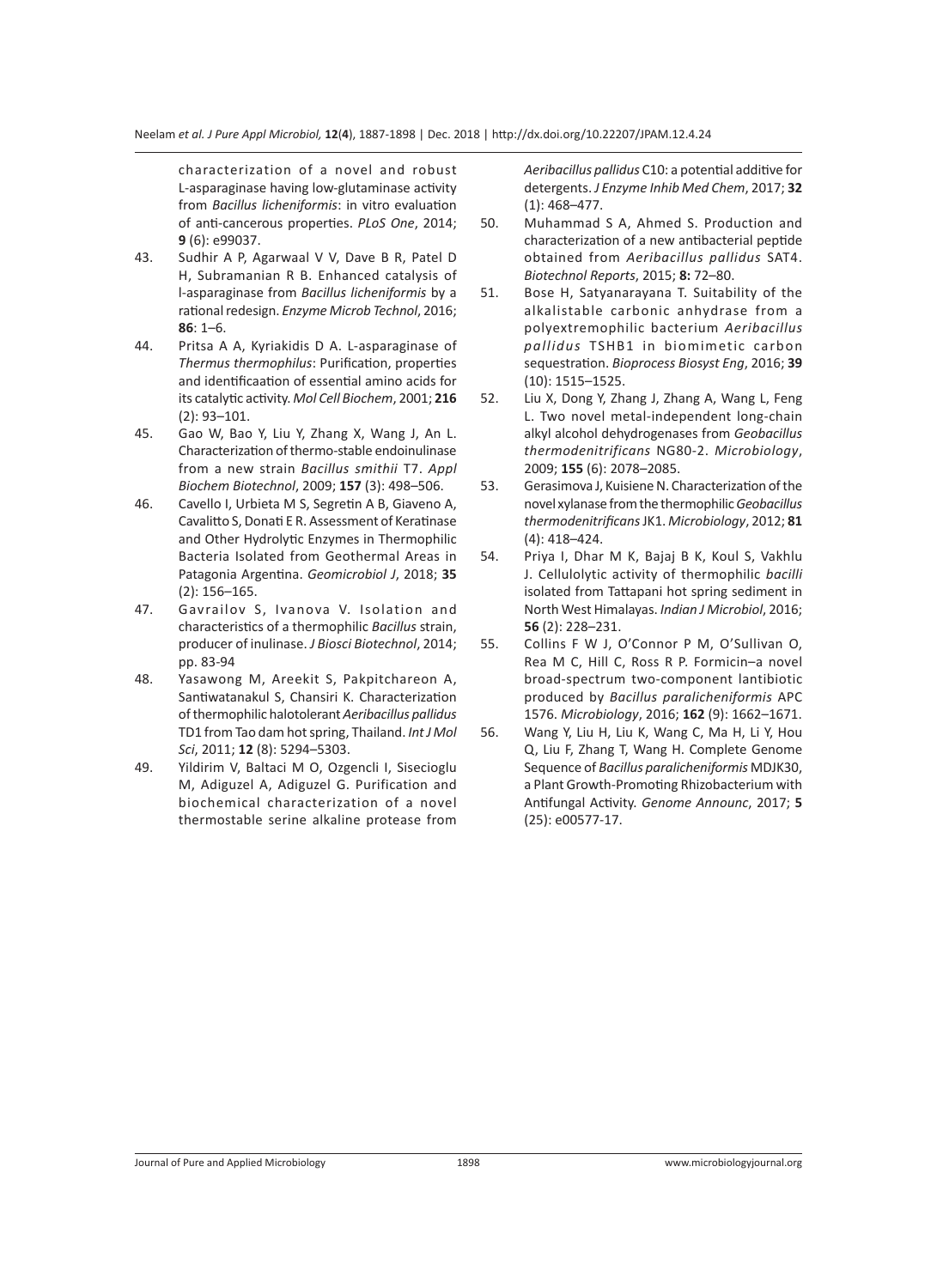characterization of a novel and robust L-asparaginase having low-glutaminase activity from *Bacillus licheniformis*: in vitro evaluation of anti-cancerous properties. *PLoS One*, 2014; **9** (6): e99037.

43. Sudhir A P, Agarwaal V V, Dave B R, Patel D H, Subramanian R B. Enhanced catalysis of l-asparaginase from *Bacillus licheniformis* by a rational redesign. *Enzyme Microb Technol*, 2016; **86**: 1–6.
44. Pritsa A A, Kyriakidis D A. L-asparaginase of *Thermus thermophilus*: Purification, properties and identificaation of essential amino acids for its catalytic activity. *Mol Cell Biochem*, 2001; **216** (2): 93–101.
45. Gao W, Bao Y, Liu Y, Zhang X, Wang J, An L. Characterization of thermo-stable endoinulinase from a new strain *Bacillus smithii* T7. *Appl Biochem Biotechnol*, 2009; **157** (3): 498–506.
46. Cavello I, Urbieta M S, Segretin A B, Giaveno A, Cavalitto S, Donati E R. Assessment of Keratinase and Other Hydrolytic Enzymes in Thermophilic Bacteria Isolated from Geothermal Areas in Patagonia Argentina. *Geomicrobiol J*, 2018; **35** (2): 156–165.
47. Gavrailov S, Ivanova V. Isolation and characteristics of a thermophilic *Bacillus* strain, producer of inulinase. *J Biosci Biotechnol*, 2014; pp. 83-94
48. Yasawong M, Areekit S, Pakpitchareon A, Santiwatanakul S, Chansiri K. Characterization of thermophilic halotolerant *Aeribacillus pallidus* TD1 from Tao dam hot spring, Thailand. *Int J Mol Sci*, 2011; **12** (8): 5294–5303.
49. Yildirim V, Baltaci M O, Ozgencli I, Sisecioglu M, Adiguzel A, Adiguzel G. Purification and biochemical characterization of a novel thermostable serine alkaline protease from *Aeribacillus pallidus* C10: a potential additive for detergents. *J Enzyme Inhib Med Chem*, 2017; **32** (1): 468–477.
50. Muhammad S A, Ahmed S. Production and characterization of a new antibacterial peptide obtained from *Aeribacillus pallidus* SAT4. *Biotechnol Reports*, 2015; **8:** 72–80.
51. Bose H, Satyanarayana T. Suitability of the alkalistable carbonic anhydrase from a polyextremophilic bacterium *Aeribacillus pallidus* TSHB1 in biomimetic carbon sequestration. *Bioprocess Biosyst Eng*, 2016; **39** (10): 1515–1525.
52. Liu X, Dong Y, Zhang J, Zhang A, Wang L, Feng L. Two novel metal-independent long-chain alkyl alcohol dehydrogenases from *Geobacillus thermodenitrificans* NG80-2. *Microbiology*, 2009; **155** (6): 2078–2085.
53. Gerasimova J, Kuisiene N. Characterization of the novel xylanase from the thermophilic *Geobacillus thermodenitrificans* JK1. *Microbiology*, 2012; **81** (4): 418–424.
54. Priya I, Dhar M K, Bajaj B K, Koul S, Vakhlu J. Cellulolytic activity of thermophilic *bacilli* isolated from Tattapani hot spring sediment in North West Himalayas. *Indian J Microbiol*, 2016; **56** (2): 228–231.
55. Collins F W J, O'Connor P M, O'Sullivan O, Rea M C, Hill C, Ross R P. Formicin–a novel broad-spectrum two-component lantibiotic produced by *Bacillus paralicheniformis* APC 1576. *Microbiology*, 2016; **162** (9): 1662–1671.
56. Wang Y, Liu H, Liu K, Wang C, Ma H, Li Y, Hou Q, Liu F, Zhang T, Wang H. Complete Genome Sequence of *Bacillus paralicheniformis* MDJK30, a Plant Growth-Promoting Rhizobacterium with Antifungal Activity. *Genome Announc*, 2017; **5** (25): e00577-17.